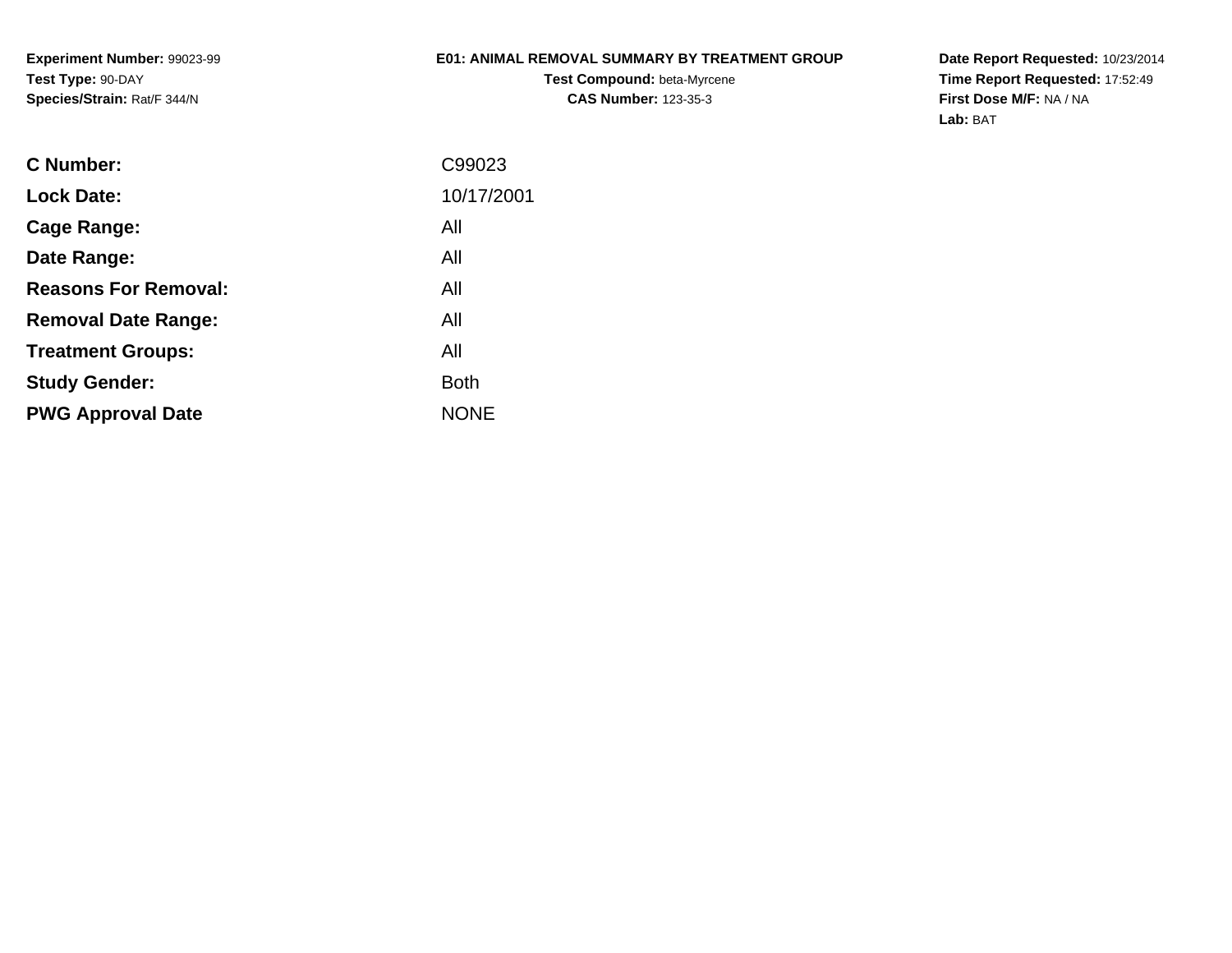**Experiment Number:** 99023-99
**Test Type:** 90-DAY
**Species/Strain:** Rat/F 344/N

**E01: ANIMAL REMOVAL SUMMARY BY TREATMENT GROUP**
**Test Compound:** beta-Myrcene
**CAS Number:** 123-35-3

**Date Report Requested:** 10/23/2014
**Time Report Requested:** 17:52:49
**First Dose M/F:** NA / NA
**Lab:** BAT

| | |
|---|---|
| **C Number:** | C99023 |
| **Lock Date:** | 10/17/2001 |
| **Cage Range:** | All |
| **Date Range:** | All |
| **Reasons For Removal:** | All |
| **Removal Date Range:** | All |
| **Treatment Groups:** | All |
| **Study Gender:** | Both |
| **PWG Approval Date** | NONE |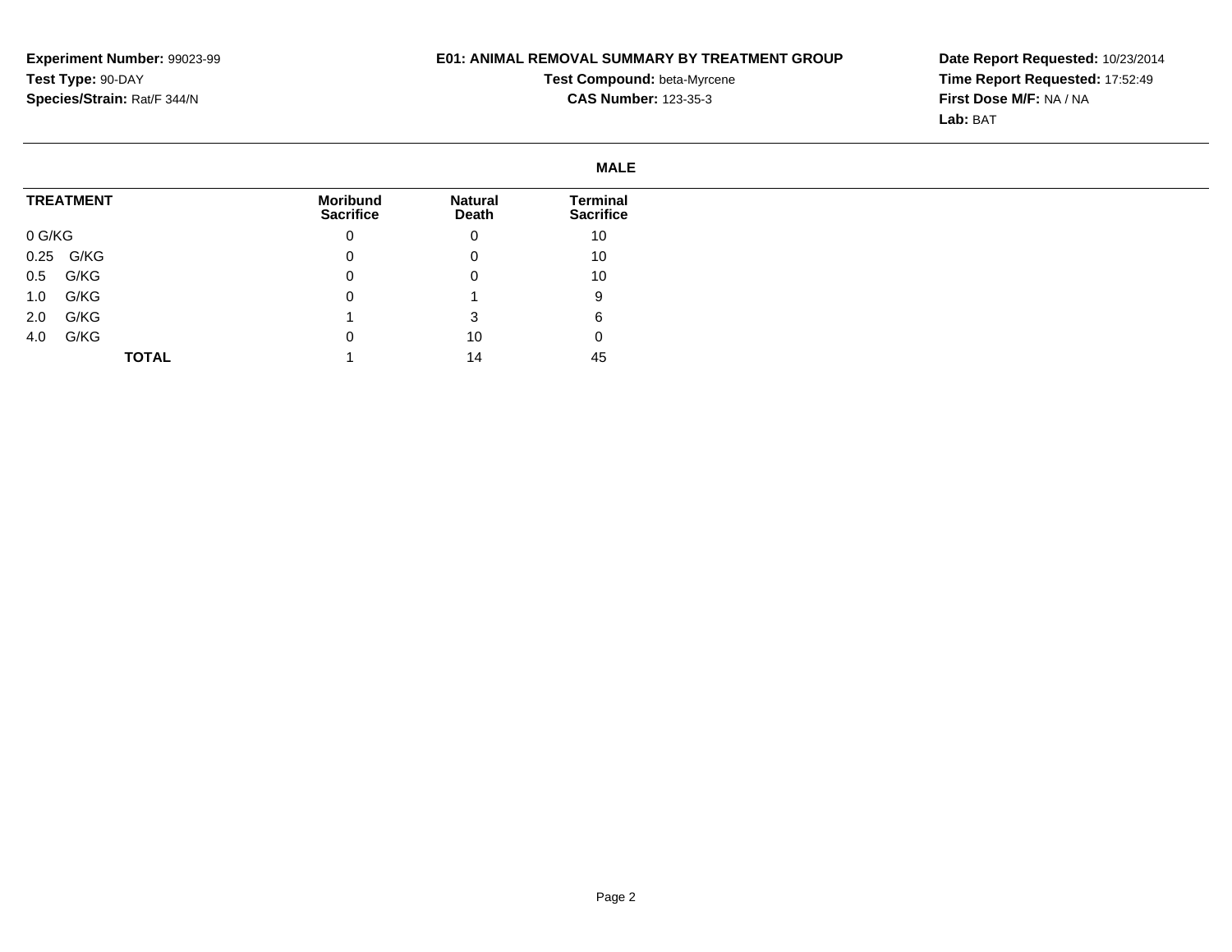**Experiment Number:** 99023-99
**Test Type:** 90-DAY
**Species/Strain:** Rat/F 344/N

**E01: ANIMAL REMOVAL SUMMARY BY TREATMENT GROUP**
**Test Compound:** beta-Myrcene
**CAS Number:** 123-35-3

**Date Report Requested:** 10/23/2014
**Time Report Requested:** 17:52:49
**First Dose M/F:** NA / NA
**Lab:** BAT

## MALE

| TREATMENT | Moribund Sacrifice | Natural Death | Terminal Sacrifice |
|---|---|---|---|
| 0 G/KG | 0 | 0 | 10 |
| 0.25 G/KG | 0 | 0 | 10 |
| 0.5 G/KG | 0 | 0 | 10 |
| 1.0 G/KG | 0 | 1 | 9 |
| 2.0 G/KG | 1 | 3 | 6 |
| 4.0 G/KG | 0 | 10 | 0 |
| **TOTAL** | 1 | 14 | 45 |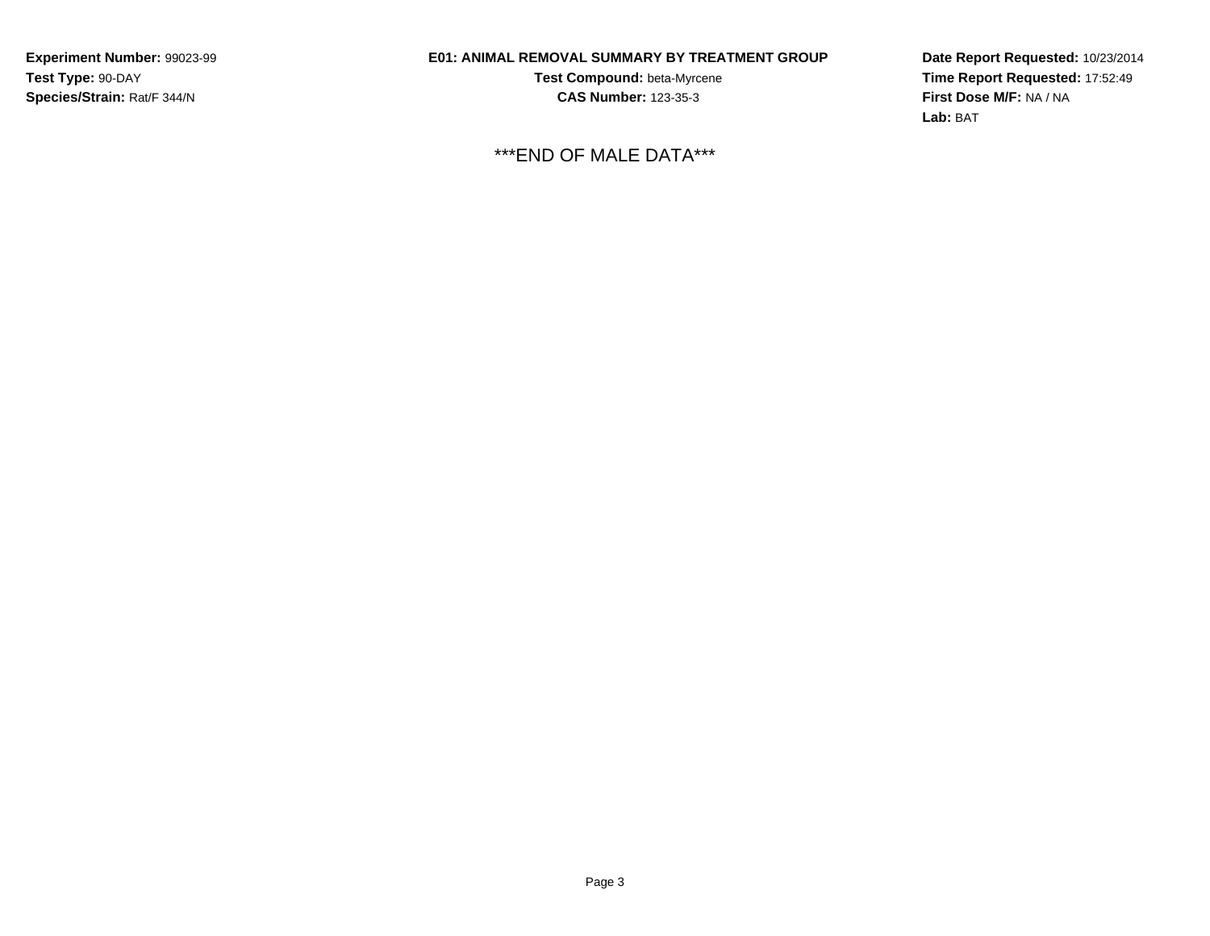**Experiment Number:** 99023-99
**Test Type:** 90-DAY
**Species/Strain:** Rat/F 344/N

**E01: ANIMAL REMOVAL SUMMARY BY TREATMENT GROUP**
**Test Compound:** beta-Myrcene
**CAS Number:** 123-35-3

**Date Report Requested:** 10/23/2014
**Time Report Requested:** 17:52:49
**First Dose M/F:** NA / NA
**Lab:** BAT

***END OF MALE DATA***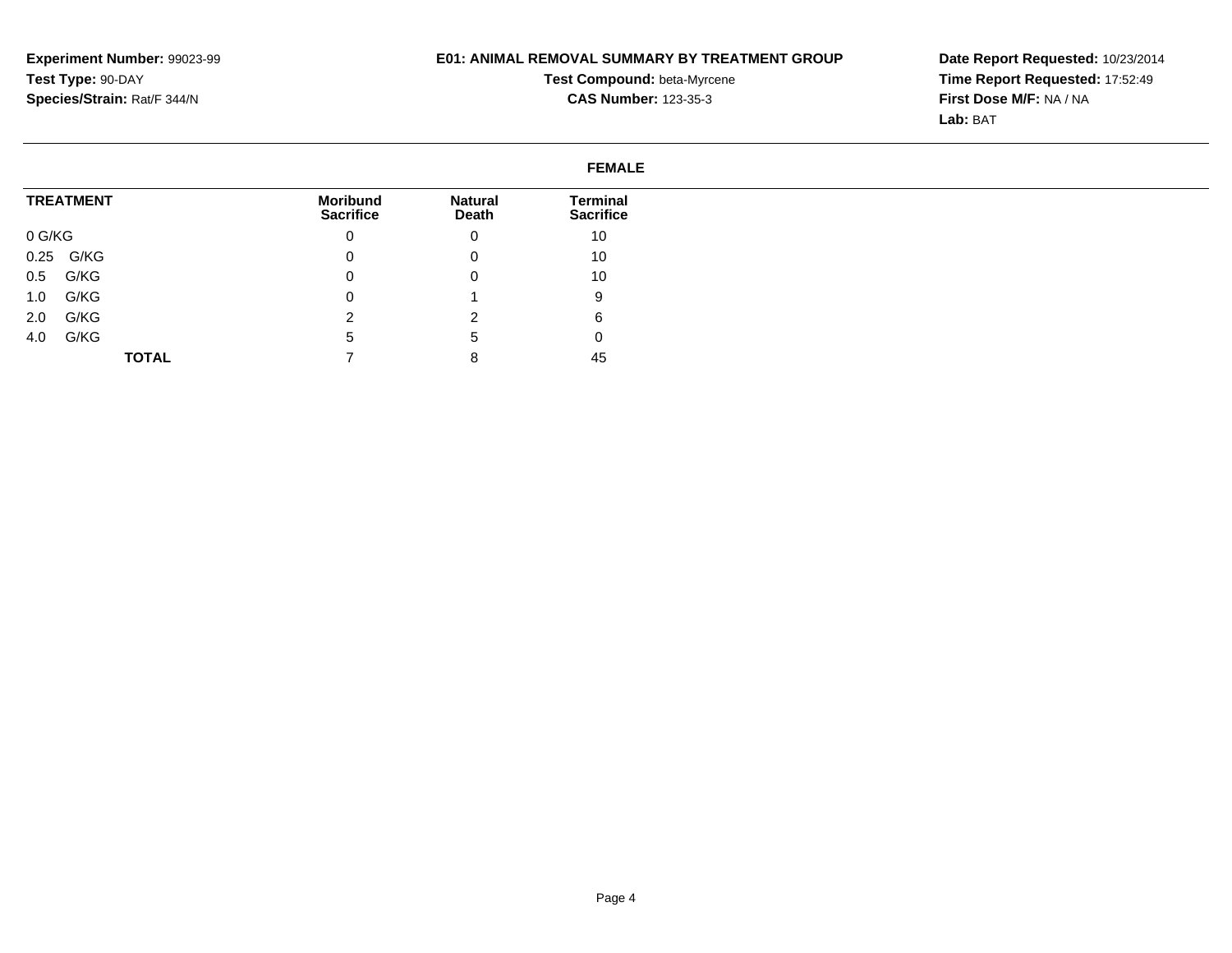**Experiment Number:** 99023-99
**Test Type:** 90-DAY
**Species/Strain:** Rat/F 344/N

**E01: ANIMAL REMOVAL SUMMARY BY TREATMENT GROUP**
**Test Compound:** beta-Myrcene
**CAS Number:** 123-35-3

**Date Report Requested:** 10/23/2014
**Time Report Requested:** 17:52:49
**First Dose M/F:** NA / NA
**Lab:** BAT

**FEMALE**

| TREATMENT | Moribund Sacrifice | Natural Death | Terminal Sacrifice |
|---|---|---|---|
| 0 G/KG | 0 | 0 | 10 |
| 0.25 G/KG | 0 | 0 | 10 |
| 0.5 G/KG | 0 | 0 | 10 |
| 1.0 G/KG | 0 | 1 | 9 |
| 2.0 G/KG | 2 | 2 | 6 |
| 4.0 G/KG | 5 | 5 | 0 |
| **TOTAL** | 7 | 8 | 45 |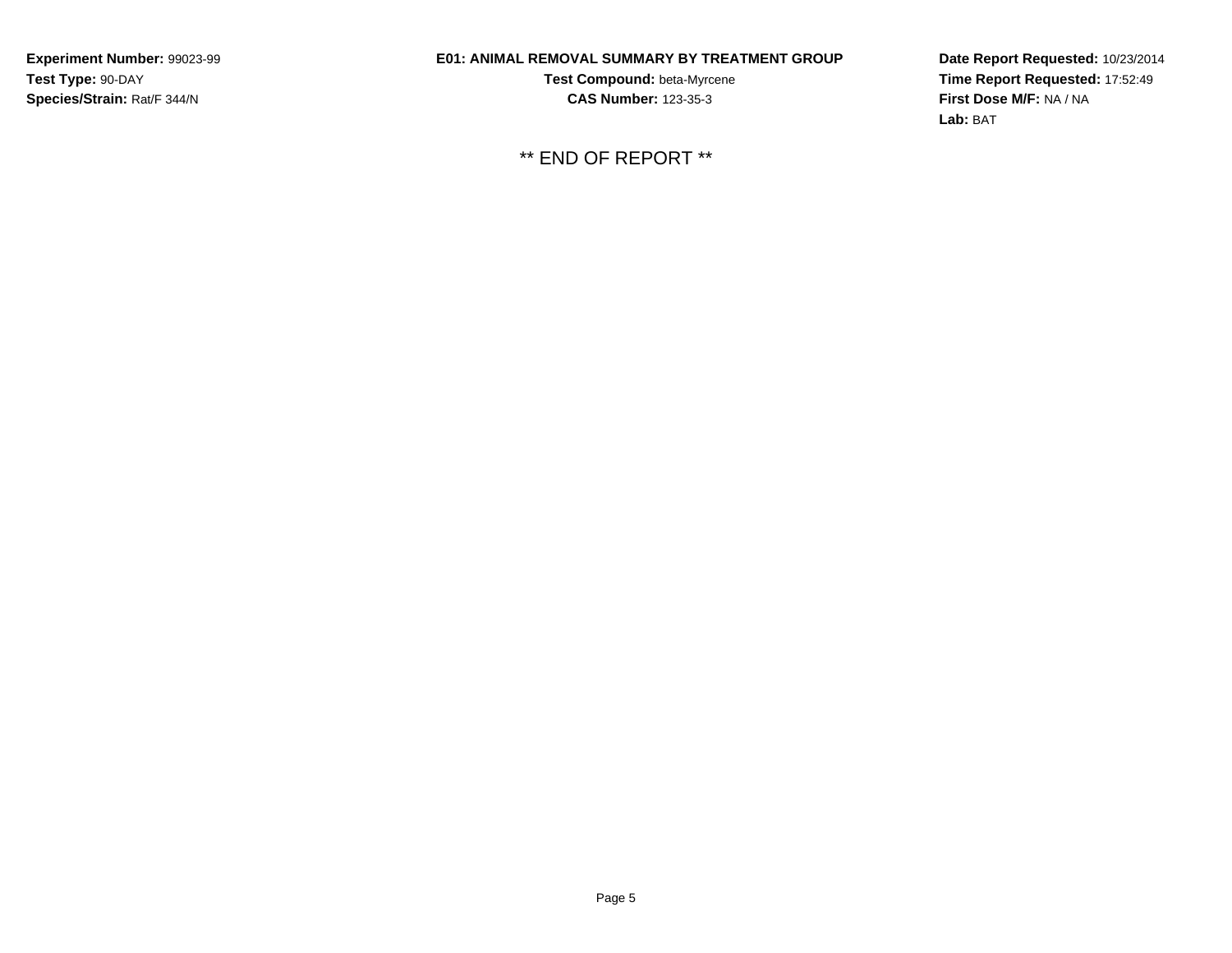**Experiment Number:** 99023-99
**Test Type:** 90-DAY
**Species/Strain:** Rat/F 344/N

**E01: ANIMAL REMOVAL SUMMARY BY TREATMENT GROUP**
**Test Compound:** beta-Myrcene
**CAS Number:** 123-35-3

**Date Report Requested:** 10/23/2014
**Time Report Requested:** 17:52:49
**First Dose M/F:** NA / NA
**Lab:** BAT

** END OF REPORT **